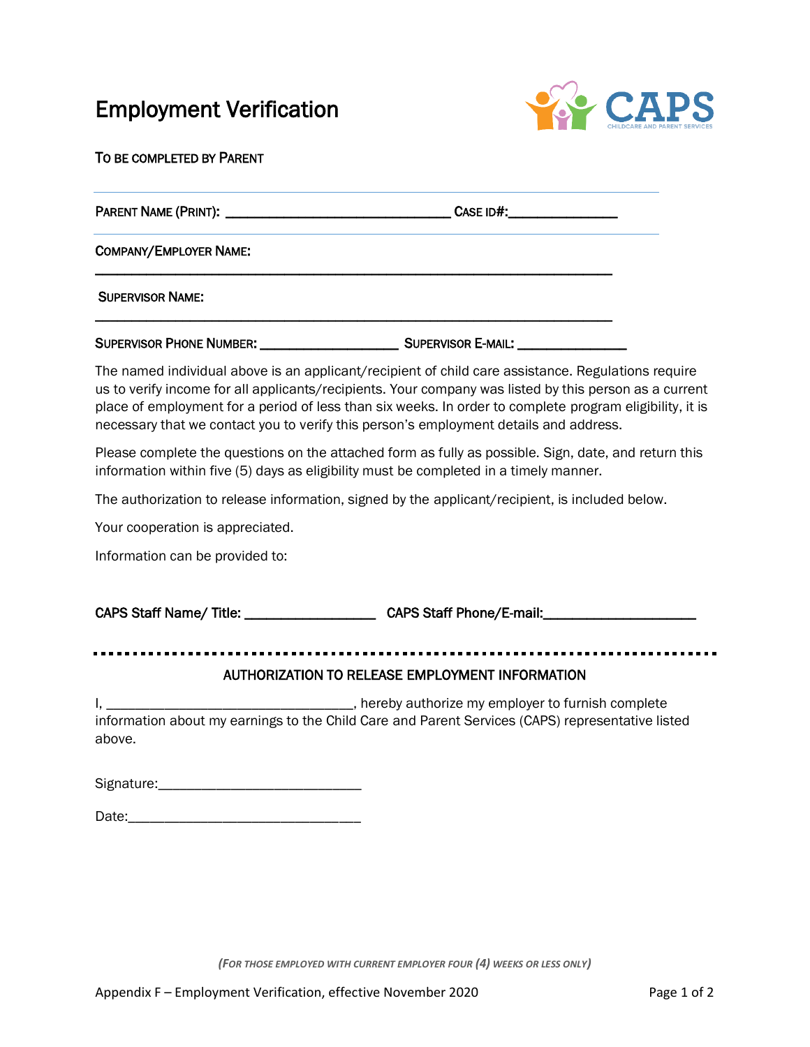# Employment Verification

CAPS
CHILDCARE AND PARENT SERVICES

TO BE COMPLETED BY PARENT

---

PARENT NAME (PRINT): ______________________________ CASE ID#:______________

---

COMPANY/EMPLOYER NAME:

______________________________________________________________________

SUPERVISOR NAME:

______________________________________________________________________

SUPERVISOR PHONE NUMBER: __________________ SUPERVISOR E-MAIL: ______________

The named individual above is an applicant/recipient of child care assistance. Regulations require us to verify income for all applicants/recipients. Your company was listed by this person as a current place of employment for a period of less than six weeks. In order to complete program eligibility, it is necessary that we contact you to verify this person's employment details and address.

Please complete the questions on the attached form as fully as possible. Sign, date, and return this information within five (5) days as eligibility must be completed in a timely manner.

The authorization to release information, signed by the applicant/recipient, is included below.

Your cooperation is appreciated.

Information can be provided to:

**CAPS Staff Name/ Title:** __________________ **CAPS Staff Phone/E-mail:**____________________

---

## AUTHORIZATION TO RELEASE EMPLOYMENT INFORMATION

I, __________________________________, hereby authorize my employer to furnish complete information about my earnings to the Child Care and Parent Services (CAPS) representative listed above.

Signature:___________________________

Date:_______________________________

*(FOR THOSE EMPLOYED WITH CURRENT EMPLOYER FOUR (4) WEEKS OR LESS ONLY)*

Appendix F – Employment Verification, effective November 2020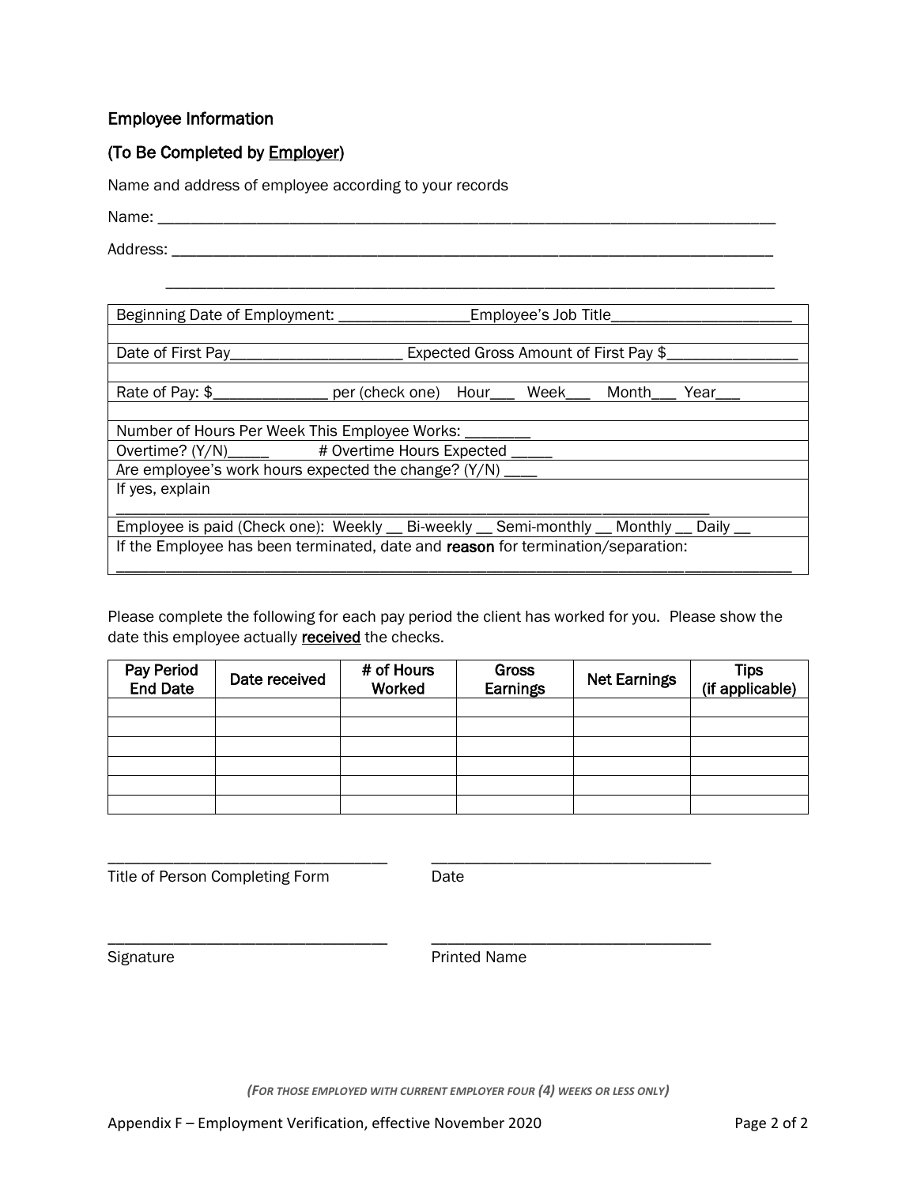### Employee Information

### (To Be Completed by <u>Employer</u>)

Name and address of employee according to your records

Name: ______________________________________________________________________________

Address: ____________________________________________________________________________

____________________________________________________________________________

| |
|---|
| Beginning Date of Employment: ________________Employee's Job Title______________________ |
| |
| Date of First Pay____________________ Expected Gross Amount of First Pay $________________ |
| |
| Rate of Pay: $______________ per (check one) Hour___ Week___ Month___ Year___ |
| |
| Number of Hours Per Week This Employee Works: ________ |
| Overtime? (Y/N)_____ # Overtime Hours Expected _____ |
| Are employee's work hours expected the change? (Y/N) ____ |
| If yes, explain ______________________________________________________________________ |
| Employee is paid (Check one): Weekly __ Bi-weekly __ Semi-monthly __ Monthly __ Daily __ |
| If the Employee has been terminated, date and **reason** for termination/separation: ______________________________________________________________________________ |

Please complete the following for each pay period the client has worked for you. Please show the date this employee actually <u>**received**</u> the checks.

| Pay Period End Date | Date received | # of Hours Worked | Gross Earnings | Net Earnings | Tips (if applicable) |
|---|---|---|---|---|---|
| | | | | | |
| | | | | | |
| | | | | | |
| | | | | | |
| | | | | | |
| | | | | | |

_________________________________ _________________________________

Title of Person Completing Form Date

_________________________________ _________________________________

Signature Printed Name

***(For those employed with current employer four (4) weeks or less only)***

Appendix F – Employment Verification, effective November 2020